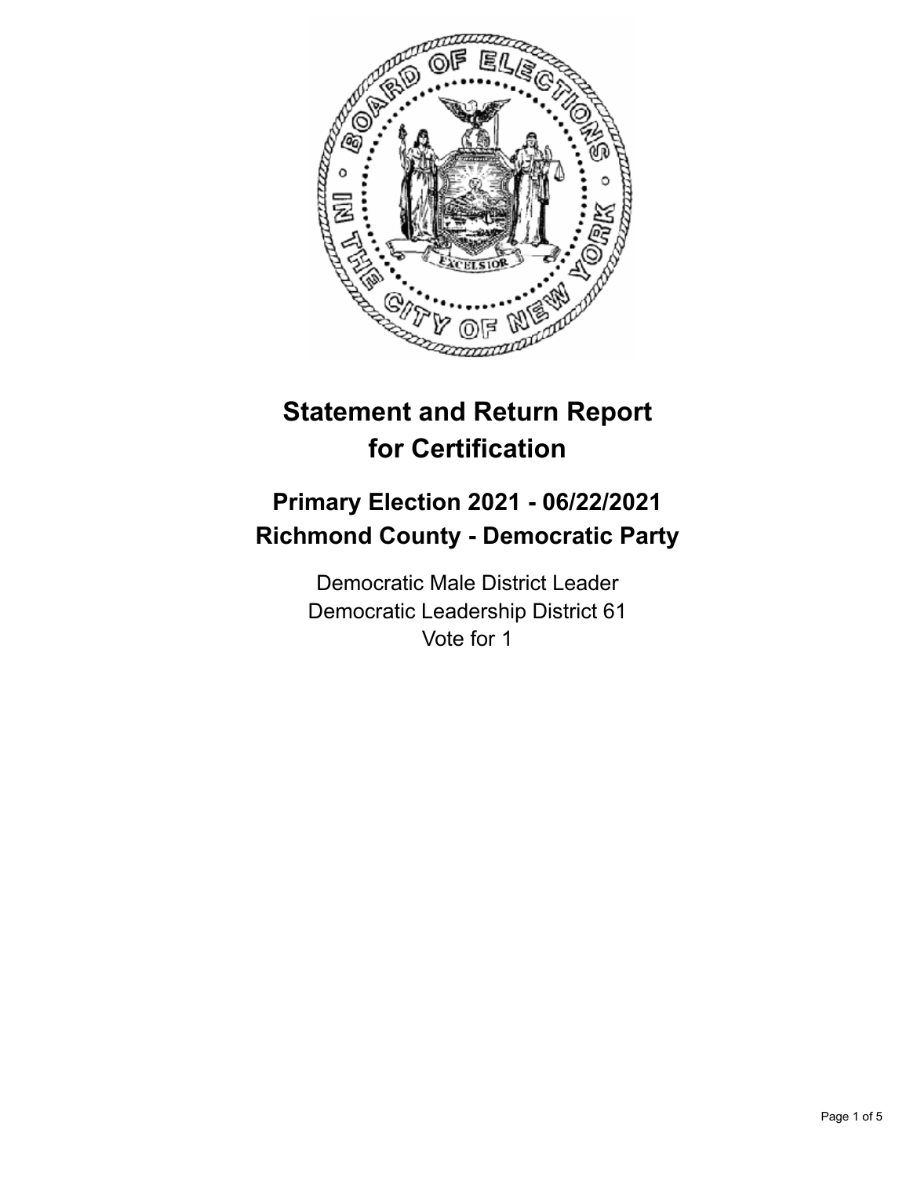# Statement and Return Report for Certification

## Primary Election 2021 - 06/22/2021
## Richmond County - Democratic Party

Democratic Male District Leader
Democratic Leadership District 61
Vote for 1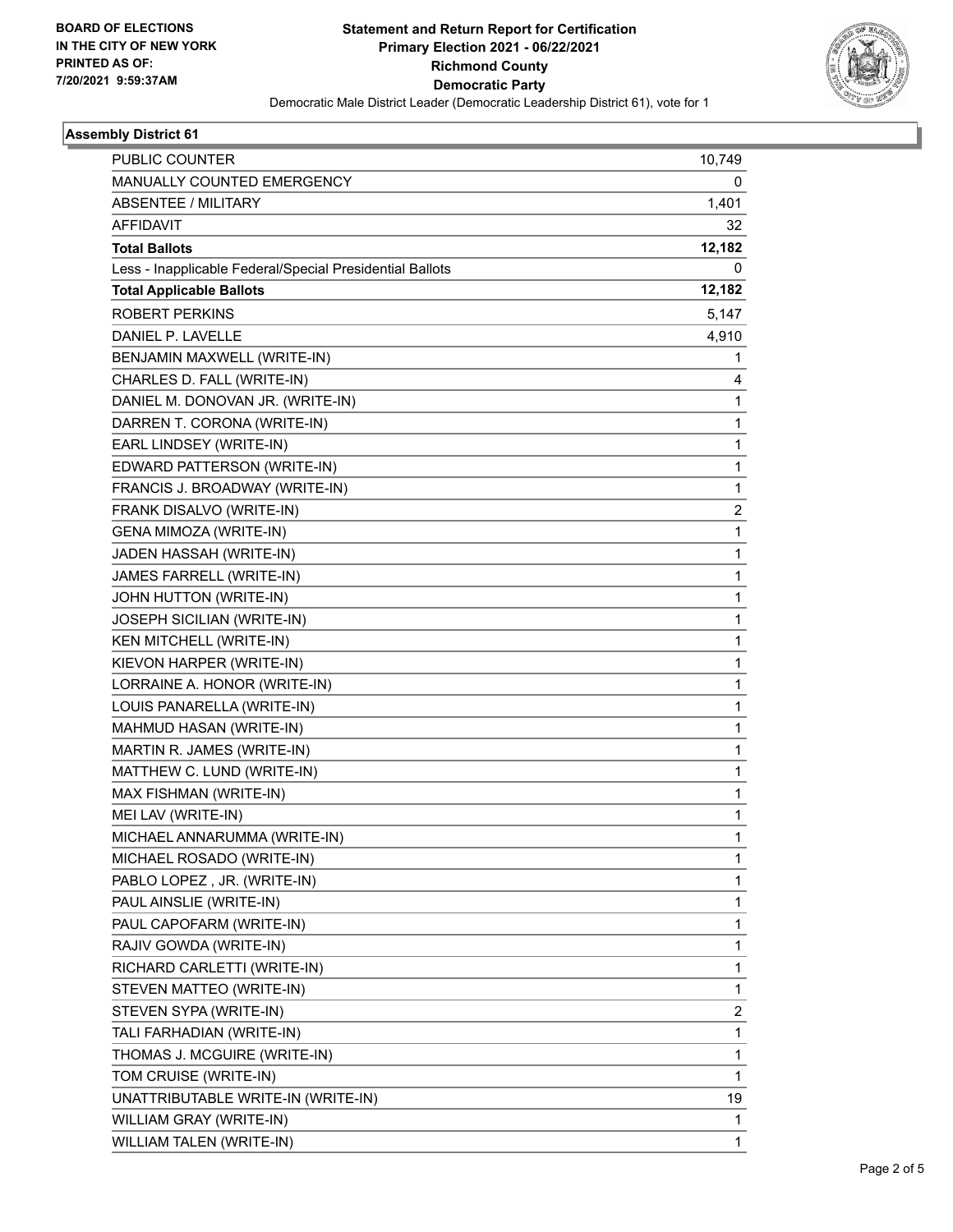**BOARD OF ELECTIONS IN THE CITY OF NEW YORK PRINTED AS OF: 7/20/2021 9:59:37AM**

# Statement and Return Report for Certification
## Primary Election 2021 - 06/22/2021
## Richmond County
## Democratic Party

Democratic Male District Leader (Democratic Leadership District 61), vote for 1

### Assembly District 61

| | |
|---|---|
| PUBLIC COUNTER | 10,749 |
| MANUALLY COUNTED EMERGENCY | 0 |
| ABSENTEE / MILITARY | 1,401 |
| AFFIDAVIT | 32 |
| **Total Ballots** | **12,182** |
| Less - Inapplicable Federal/Special Presidential Ballots | 0 |
| **Total Applicable Ballots** | **12,182** |
| ROBERT PERKINS | 5,147 |
| DANIEL P. LAVELLE | 4,910 |
| BENJAMIN MAXWELL (WRITE-IN) | 1 |
| CHARLES D. FALL (WRITE-IN) | 4 |
| DANIEL M. DONOVAN JR. (WRITE-IN) | 1 |
| DARREN T. CORONA (WRITE-IN) | 1 |
| EARL LINDSEY (WRITE-IN) | 1 |
| EDWARD PATTERSON (WRITE-IN) | 1 |
| FRANCIS J. BROADWAY (WRITE-IN) | 1 |
| FRANK DISALVO (WRITE-IN) | 2 |
| GENA MIMOZA (WRITE-IN) | 1 |
| JADEN HASSAH (WRITE-IN) | 1 |
| JAMES FARRELL (WRITE-IN) | 1 |
| JOHN HUTTON (WRITE-IN) | 1 |
| JOSEPH SICILIAN (WRITE-IN) | 1 |
| KEN MITCHELL (WRITE-IN) | 1 |
| KIEVON HARPER (WRITE-IN) | 1 |
| LORRAINE A. HONOR (WRITE-IN) | 1 |
| LOUIS PANARELLA (WRITE-IN) | 1 |
| MAHMUD HASAN (WRITE-IN) | 1 |
| MARTIN R. JAMES (WRITE-IN) | 1 |
| MATTHEW C. LUND (WRITE-IN) | 1 |
| MAX FISHMAN (WRITE-IN) | 1 |
| MEI LAV (WRITE-IN) | 1 |
| MICHAEL ANNARUMMA (WRITE-IN) | 1 |
| MICHAEL ROSADO (WRITE-IN) | 1 |
| PABLO LOPEZ , JR. (WRITE-IN) | 1 |
| PAUL AINSLIE (WRITE-IN) | 1 |
| PAUL CAPOFARM (WRITE-IN) | 1 |
| RAJIV GOWDA (WRITE-IN) | 1 |
| RICHARD CARLETTI (WRITE-IN) | 1 |
| STEVEN MATTEO (WRITE-IN) | 1 |
| STEVEN SYPA (WRITE-IN) | 2 |
| TALI FARHADIAN (WRITE-IN) | 1 |
| THOMAS J. MCGUIRE (WRITE-IN) | 1 |
| TOM CRUISE (WRITE-IN) | 1 |
| UNATTRIBUTABLE WRITE-IN (WRITE-IN) | 19 |
| WILLIAM GRAY (WRITE-IN) | 1 |
| WILLIAM TALEN (WRITE-IN) | 1 |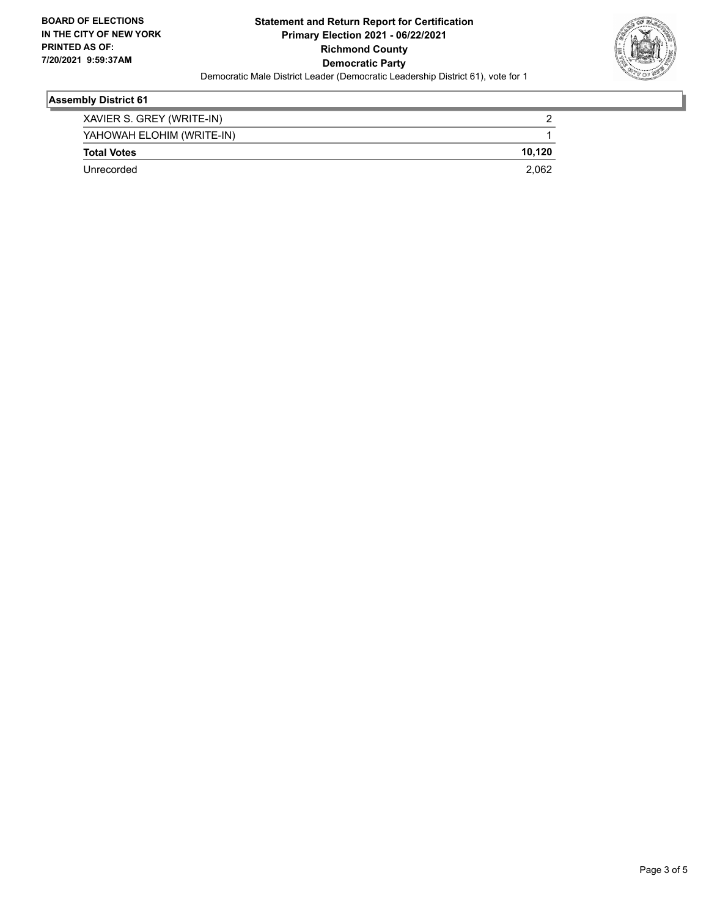**BOARD OF ELECTIONS IN THE CITY OF NEW YORK PRINTED AS OF: 7/20/2021 9:59:37AM**

**Statement and Return Report for Certification Primary Election 2021 - 06/22/2021 Richmond County Democratic Party**

Democratic Male District Leader (Democratic Leadership District 61), vote for 1

**Assembly District 61**

| | |
|---|---|
| XAVIER S. GREY (WRITE-IN) | 2 |
| YAHOWAH ELOHIM (WRITE-IN) | 1 |
| **Total Votes** | **10,120** |
| Unrecorded | 2,062 |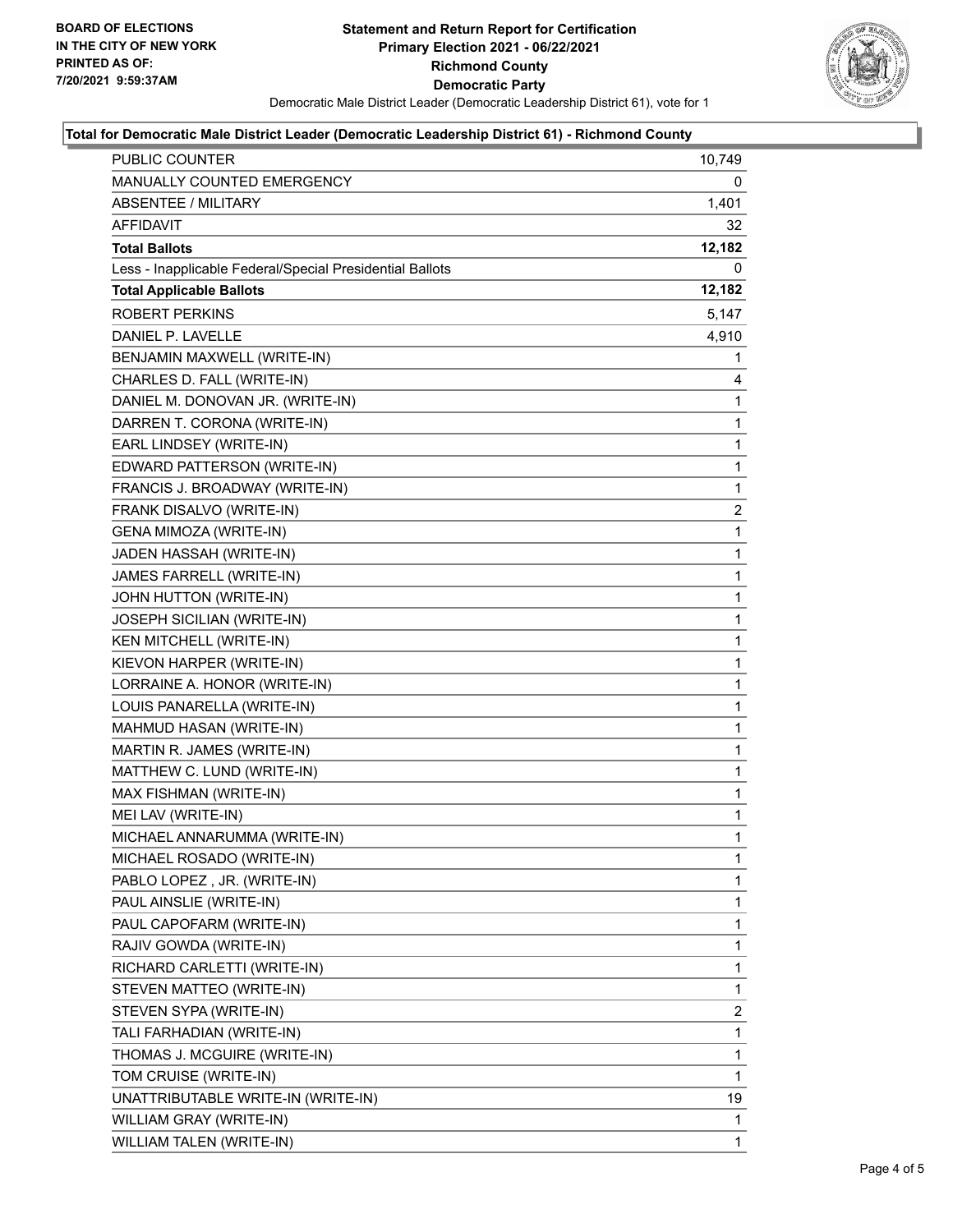**BOARD OF ELECTIONS**
**IN THE CITY OF NEW YORK**
**PRINTED AS OF:**
**7/20/2021 9:59:37AM**

**Statement and Return Report for Certification**
**Primary Election 2021 - 06/22/2021**
**Richmond County**
**Democratic Party**
Democratic Male District Leader (Democratic Leadership District 61), vote for 1

**Total for Democratic Male District Leader (Democratic Leadership District 61) - Richmond County**

| | |
|---|---|
| PUBLIC COUNTER | 10,749 |
| MANUALLY COUNTED EMERGENCY | 0 |
| ABSENTEE / MILITARY | 1,401 |
| AFFIDAVIT | 32 |
| **Total Ballots** | **12,182** |
| Less - Inapplicable Federal/Special Presidential Ballots | 0 |
| **Total Applicable Ballots** | **12,182** |
| ROBERT PERKINS | 5,147 |
| DANIEL P. LAVELLE | 4,910 |
| BENJAMIN MAXWELL (WRITE-IN) | 1 |
| CHARLES D. FALL (WRITE-IN) | 4 |
| DANIEL M. DONOVAN JR. (WRITE-IN) | 1 |
| DARREN T. CORONA (WRITE-IN) | 1 |
| EARL LINDSEY (WRITE-IN) | 1 |
| EDWARD PATTERSON (WRITE-IN) | 1 |
| FRANCIS J. BROADWAY (WRITE-IN) | 1 |
| FRANK DISALVO (WRITE-IN) | 2 |
| GENA MIMOZA (WRITE-IN) | 1 |
| JADEN HASSAH (WRITE-IN) | 1 |
| JAMES FARRELL (WRITE-IN) | 1 |
| JOHN HUTTON (WRITE-IN) | 1 |
| JOSEPH SICILIAN (WRITE-IN) | 1 |
| KEN MITCHELL (WRITE-IN) | 1 |
| KIEVON HARPER (WRITE-IN) | 1 |
| LORRAINE A. HONOR (WRITE-IN) | 1 |
| LOUIS PANARELLA (WRITE-IN) | 1 |
| MAHMUD HASAN (WRITE-IN) | 1 |
| MARTIN R. JAMES (WRITE-IN) | 1 |
| MATTHEW C. LUND (WRITE-IN) | 1 |
| MAX FISHMAN (WRITE-IN) | 1 |
| MEI LAV (WRITE-IN) | 1 |
| MICHAEL ANNARUMMA (WRITE-IN) | 1 |
| MICHAEL ROSADO (WRITE-IN) | 1 |
| PABLO LOPEZ , JR. (WRITE-IN) | 1 |
| PAUL AINSLIE (WRITE-IN) | 1 |
| PAUL CAPOFARM (WRITE-IN) | 1 |
| RAJIV GOWDA (WRITE-IN) | 1 |
| RICHARD CARLETTI (WRITE-IN) | 1 |
| STEVEN MATTEO (WRITE-IN) | 1 |
| STEVEN SYPA (WRITE-IN) | 2 |
| TALI FARHADIAN (WRITE-IN) | 1 |
| THOMAS J. MCGUIRE (WRITE-IN) | 1 |
| TOM CRUISE (WRITE-IN) | 1 |
| UNATTRIBUTABLE WRITE-IN (WRITE-IN) | 19 |
| WILLIAM GRAY (WRITE-IN) | 1 |
| WILLIAM TALEN (WRITE-IN) | 1 |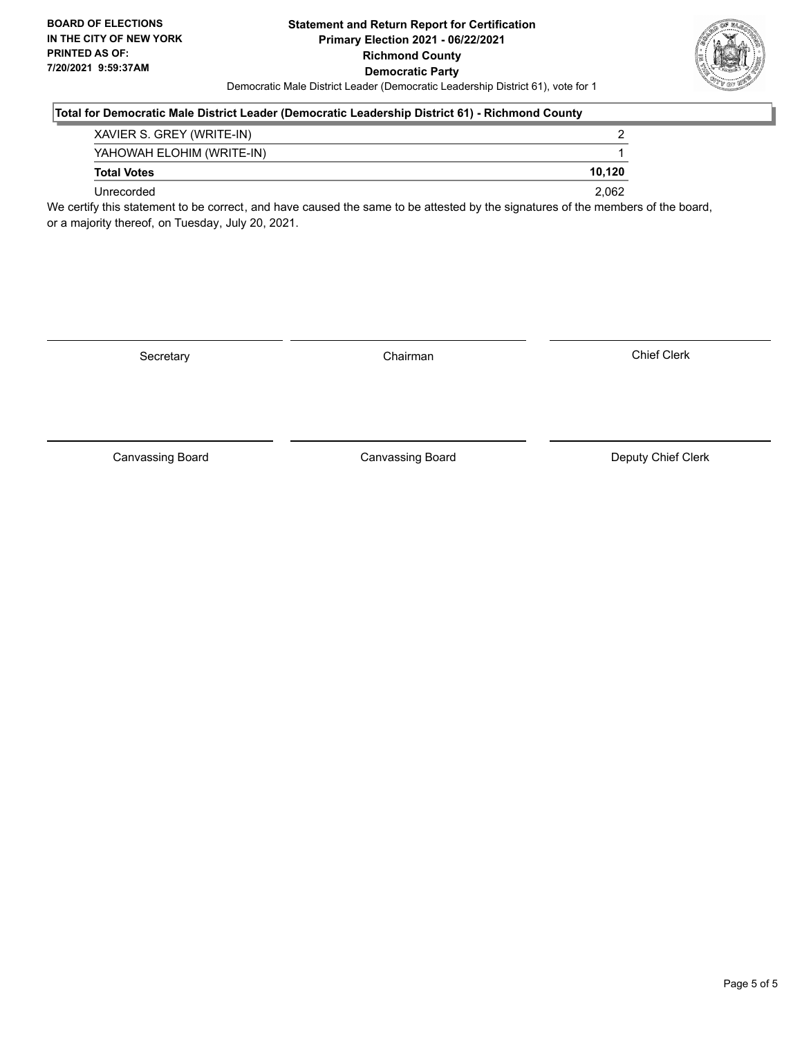**BOARD OF ELECTIONS IN THE CITY OF NEW YORK PRINTED AS OF: 7/20/2021 9:59:37AM**

**Statement and Return Report for Certification**
**Primary Election 2021 - 06/22/2021**
**Richmond County**
**Democratic Party**

Democratic Male District Leader (Democratic Leadership District 61), vote for 1

**Total for Democratic Male District Leader (Democratic Leadership District 61) - Richmond County**

| | |
|---|---|
| XAVIER S. GREY (WRITE-IN) | 2 |
| YAHOWAH ELOHIM (WRITE-IN) | 1 |
| **Total Votes** | **10,120** |
| Unrecorded | 2,062 |

We certify this statement to be correct, and have caused the same to be attested by the signatures of the members of the board, or a majority thereof, on Tuesday, July 20, 2021.

Secretary

Chairman

Chief Clerk

Canvassing Board

Canvassing Board

Deputy Chief Clerk